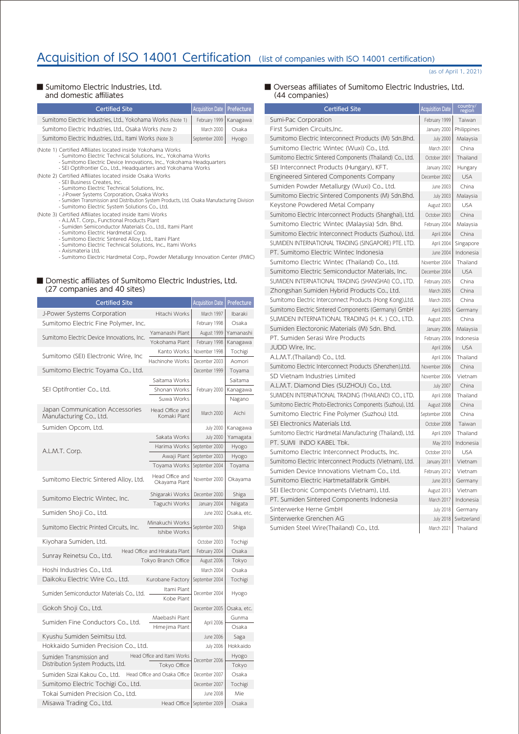# Acquisition of ISO 14001 Certification (list of companies with ISO 14001 certification)

(as of April 1, 2021)

## ■ Sumitomo Electric Industries, Ltd. and domestic affiliates

| Certified Site | Acquisition Date | Prefecture |
|---|---|---|
| Sumitomo Electric Industries, Ltd., Yokohama Works (Note 1) | February 1999 | Kanagawa |
| Sumitomo Electric Industries, Ltd., Osaka Works (Note 2) | March 2000 | Osaka |
| Sumitomo Electric Industries, Ltd., Itami Works (Note 3) | September 2000 | Hyogo |

(Note 1) Certified Affiliates located inside Yokohama Works
- Sumitomo Electric Technical Solutions, Inc., Yokohama Works
- Sumitomo Electric Device Innovations, Inc., Yokohama Headquarters
- SEI Optifrontier Co., Ltd., Headquarters and Yokohama Works

(Note 2) Certified Affiliates located inside Osaka Works
- SEI Business Creates, Inc.
- Sumitomo Electric Technical Solutions, Inc.
- J-Power Systems Corporation, Osaka Works
- Sumiden Transmission and Distribution System Products, Ltd. Osaka Manufacturing Division
- Sumitomo Electric System Solutions Co., Ltd.

(Note 3) Certified Affiliates located inside Itami Works
- A.L.M.T. Corp., Functional Products Plant
- Sumiden Semiconductor Materials Co., Ltd., Itami Plant
- Sumitomo Electric Hardmetal Corp.
- Sumitomo Electric Sintered Alloy, Ltd., Itami Plant
- Sumitomo Electric Technical Solutions, Inc., Itami Works
- Axismateria Ltd.
- Sumitomo Electric Hardmetal Corp., Powder Metallurgy Innovation Center (PMIC)

## ■ Domestic affiliates of Sumitomo Electric Industries, Ltd. (27 companies and 40 sites)

| Certified Site | | Acquisition Date | Prefecture |
|---|---|---|---|
| J-Power Systems Corporation | Hitachi Works | March 1997 | Ibaraki |
| Sumitomo Electric Fine Polymer, Inc. | | February 1998 | Osaka |
| Sumitomo Electric Device Innovations, Inc. | Yamanashi Plant | August 1999 | Yamanashi |
| | Yokohama Plant | February 1998 | Kanagawa |
| Sumitomo (SEI) Electronic Wire, Inc | Kanto Works | November 1998 | Tochigi |
| | Hachinohe Works | December 2003 | Aomori |
| Sumitomo Electric Toyama Co., Ltd. | | December 1999 | Toyama |
| SEI Optifrontier Co., Ltd. | Saitama Works | February 2000 | Saitama |
| | Shonan Works | | Kanagawa |
| | Suwa Works | | Nagano |
| Japan Communication Accessories Manufacturing Co., Ltd. | Head Office and Komaki Plant | March 2000 | Aichi |
| Sumiden Opcom, Ltd. | | July 2000 | Kanagawa |
| A.L.M.T. Corp. | Sakata Works | July 2000 | Yamagata |
| | Harima Works | September 2000 | Hyogo |
| | Awaji Plant | September 2003 | Hyogo |
| | Toyama Works | September 2004 | Toyama |
| Sumitomo Electric Sintered Alloy, Ltd. | Head Office and Okayama Plant | November 2000 | Okayama |
| Sumitomo Electric Wintec, Inc. | Shigaraki Works | December 2000 | Shiga |
| | Taguchi Works | January 2004 | Niigata |
| Sumiden Shoji Co., Ltd. | | June 2002 | Osaka, etc. |
| Sumitomo Electric Printed Circuits, Inc. | Minakuchi Works | September 2003 | Shiga |
| | Ishibe Works | | |
| Kiyohara Sumiden, Ltd. | | October 2003 | Tochigi |
| Sunray Reinetsu Co., Ltd. | Head Office and Hirakata Plant | February 2004 | Osaka |
| | Tokyo Branch Office | August 2006 | Tokyo |
| Hoshi Industries Co., Ltd. | | March 2004 | Osaka |
| Daikoku Electric Wire Co., Ltd. | Kurobane Factory | September 2004 | Tochigi |
| Sumiden Semiconductor Materials Co., Ltd. | Itami Plant | December 2004 | Hyogo |
| | Kobe Plant | | |
| Gokoh Shoji Co., Ltd. | | December 2005 | Osaka, etc. |
| Sumiden Fine Conductors Co., Ltd. | Maebashi Plant | April 2006 | Gunma |
| | Himejima Plant | | Osaka |
| Kyushu Sumiden Seimitsu Ltd. | | June 2006 | Saga |
| Hokkaido Sumiden Precision Co., Ltd. | | July 2006 | Hokkaido |
| Sumiden Transmission and Distribution System Products, Ltd. | Head Office and Itami Works | December 2006 | Hyogo |
| | Tokyo Office | | Tokyo |
| Sumiden Sizai Kakou Co., Ltd. | Head Office and Osaka Office | December 2007 | Osaka |
| Sumitomo Electric Tochigi Co., Ltd. | | December 2007 | Tochigi |
| Tokai Sumiden Precision Co., Ltd. | | June 2008 | Mie |
| Misawa Trading Co., Ltd. | Head Office | September 2009 | Osaka |

## ■ Overseas affiliates of Sumitomo Electric Industries, Ltd. (44 companies)

| Certified Site | Acquisition Date | country/region |
|---|---|---|
| Sumi-Pac Corporation | February 1999 | Taiwan |
| First Sumiden Circuits,Inc. | January 2000 | Philippines |
| Sumitomo Electric Interconnect Products (M) Sdn.Bhd. | July 2000 | Malaysia |
| Sumitomo Electric Wintec (Wuxi) Co., Ltd. | March 2001 | China |
| Sumitomo Electric Sintered Components (Thailand) Co., Ltd. | October 2001 | Thailand |
| SEI Interconnect Products (Hungary), KFT. | January 2002 | Hungary |
| Engineered Sintered Components Company | December 2002 | USA |
| Sumiden Powder Metallurgy (Wuxi) Co., Ltd. | June 2003 | China |
| Sumitomo Electric Sintered Components (M) Sdn.Bhd. | July 2003 | Malaysia |
| Keystone Powdered Metal Company | August 2003 | USA |
| Sumitomo Electric Interconnect Products (Shanghai), Ltd. | October 2003 | China |
| Sumitomo Electric Wintec (Malaysia) Sdn. Bhd. | February 2004 | Malaysia |
| Sumitomo Electric Interconnect Products (Suzhou), Ltd. | April 2004 | China |
| SUMIDEN INTERNATIONAL TRADING (SINGAPORE) PTE. LTD. | April 2004 | Singapore |
| PT. Sumitomo Electric Wintec Indonesia | June 2004 | Indonesia |
| Sumitomo Electric Wintec (Thailand) Co., Ltd. | November 2004 | Thailand |
| Sumitomo Electric Semiconductor Materials, Inc. | December 2004 | USA |
| SUMIDEN INTERNATIONAL TRADING (SHANGHAI) CO., LTD. | February 2005 | China |
| Zhongshan Sumiden Hybrid Products Co., Ltd. | March 2005 | China |
| Sumitomo Electric Interconnect Products (Hong Kong),Ltd. | March 2005 | China |
| Sumitomo Electric Sintered Components (Germany) GmbH | April 2005 | Germany |
| SUMIDEN INTERNATIONAL TRADING (H. K. ) CO., LTD. | August 2005 | China |
| Sumiden Electoronic Materials (M) Sdn. Bhd. | January 2006 | Malaysia |
| PT. Sumiden Serasi Wire Products | February 2006 | Indonesia |
| JUDD Wire, Inc. | April 2006 | USA |
| A.L.M.T.(Thailand) Co., Ltd. | April 2006 | Thailand |
| Sumitomo Electric Interconnect Products (Shenzhen),Ltd. | November 2006 | China |
| SD Vietnam Industries Limited | November 2006 | Vietnam |
| A.L.M.T. Diamond Dies (SUZHOU) Co., Ltd. | July 2007 | China |
| SUMIDEN INTERNATIONAL TRADING (THAILAND) CO., LTD. | April 2008 | Thailand |
| Sumitomo Electric Photo-Electronics Components (Suzhou), Ltd. | August 2008 | China |
| Sumitomo Electric Fine Polymer (Suzhou) Ltd. | September 2008 | China |
| SEI Electronics Materials Ltd. | October 2008 | Taiwan |
| Sumitomo Electric Hardmetal Manufacturing (Thailand), Ltd. | April 2009 | Thailand |
| PT. SUMI INDO KABEL Tbk. | May 2010 | Indonesia |
| Sumitomo Electric Interconnect Products, Inc. | October 2010 | USA |
| Sumitomo Electric Interconnect Products (Vietnam), Ltd. | January 2011 | Vietnam |
| Sumiden Device Innovations Vietnam Co., Ltd. | February 2012 | Vietnam |
| Sumitomo Electric Hartmetallfabrik GmbH. | June 2013 | Germany |
| SEI Electronic Components (Vietnam), Ltd. | August 2013 | Vietnam |
| PT. Sumiden Sintered Components Indonesia | March 2017 | Indonesia |
| Sinterwerke Herne GmbH | July 2018 | Germany |
| Sinterwerke Grenchen AG | July 2018 | Switzerland |
| Sumiden Steel Wire(Thailand) Co., Ltd. | March 2021 | Thailand |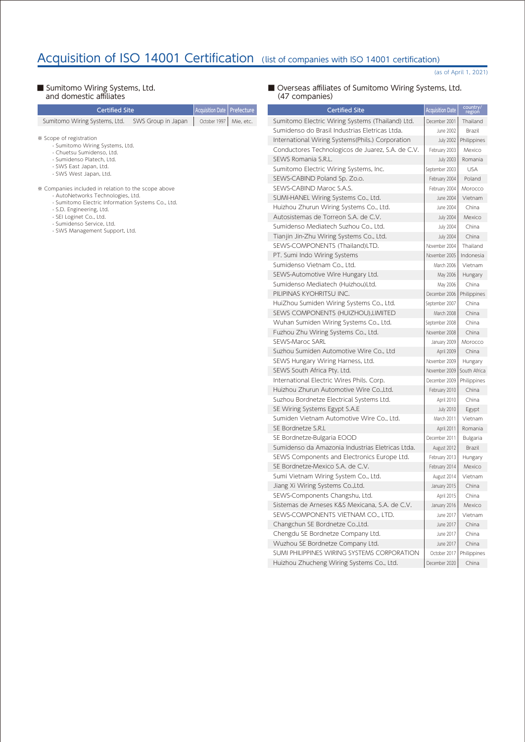# Acquisition of ISO 14001 Certification (list of companies with ISO 14001 certification)

(as of April 1, 2021)

## ■ Sumitomo Wiring Systems, Ltd. and domestic affiliates

| Certified Site | | Acquisition Date | Prefecture |
|---|---|---|---|
| Sumitomo Wiring Systems, Ltd. | SWS Group in Japan | October 1997 | Mie, etc. |

※ Scope of registration
- Sumitomo Wiring Systems, Ltd.
- Chuetsu Sumidenso, Ltd.
- Sumidenso Platech, Ltd.
- SWS East Japan, Ltd.
- SWS West Japan, Ltd.

※ Companies included in relation to the scope above
- AutoNetworks Technologies, Ltd.
- Sumitomo Electric Information Systems Co., Ltd.
- S.D. Engineering, Ltd.
- SEI Loginet Co., Ltd.
- Sumidenso Service, Ltd.
- SWS Management Support, Ltd.

## ■ Overseas affiliates of Sumitomo Wiring Systems, Ltd. (47 companies)

| Certified Site | Acquisition Date | country/ region |
|---|---|---|
| Sumitomo Electric Wiring Systems (Thailand) Ltd. | December 2001 | Thailand |
| Sumidenso do Brasil Industrias Eletricas Ltda. | June 2002 | Brazil |
| International Wiring Systems(Phils.) Corporation | July 2002 | Philippines |
| Conductores Technologicos de Juarez, S.A. de C.V. | February 2003 | Mexico |
| SEWS Romania S.R.L. | July 2003 | Romania |
| Sumitomo Electric Wiring Systems, Inc. | September 2003 | USA |
| SEWS-CABIND Poland Sp. Zo.o. | February 2004 | Poland |
| SEWS-CABIND Maroc S.A.S. | February 2004 | Morocco |
| SUMI-HANEL Wiring Systems Co., Ltd. | June 2004 | Vietnam |
| Huizhou Zhurun Wiring Systems Co., Ltd. | June 2004 | China |
| Autosistemas de Torreon S.A. de C.V. | July 2004 | Mexico |
| Sumidenso Mediatech Suzhou Co., Ltd. | July 2004 | China |
| Tianjin Jin-Zhu Wiring Systems Co., Ltd. | July 2004 | China |
| SEWS-COMPONENTS (Thailand)LTD. | November 2004 | Thailand |
| PT. Sumi Indo Wiring Systems | November 2005 | Indonesia |
| Sumidenso Vietnam Co., Ltd. | March 2006 | Vietnam |
| SEWS-Automotive Wire Hungary Ltd. | May 2006 | Hungary |
| Sumidenso Mediatech (Huizhou)Ltd. | May 2006 | China |
| PILIPINAS KYOHRITSU INC. | December 2006 | Philippines |
| HuiZhou Sumiden Wiring Systems Co., Ltd. | September 2007 | China |
| SEWS COMPONENTS (HUIZHOU),LIMITED | March 2008 | China |
| Wuhan Sumiden Wiring Systems Co., Ltd. | September 2008 | China |
| Fuzhou Zhu Wiring Systems Co., Ltd. | November 2008 | China |
| SEWS-Maroc SARL | January 2009 | Morocco |
| Suzhou Sumiden Automotive Wire Co., Ltd | April 2009 | China |
| SEWS Hungary Wiring Harness, Ltd. | November 2009 | Hungary |
| SEWS South Africa Pty. Ltd. | November 2009 | South Africa |
| International Electric Wires Phils. Corp. | December 2009 | Philippines |
| Huizhou Zhurun Automotive Wire Co.,Ltd. | February 2010 | China |
| Suzhou Bordnetze Electrical Systems Ltd. | April 2010 | China |
| SE Wiring Systems Egypt S.A.E | July 2010 | Egypt |
| Sumiden Vietnam Automotive Wire Co., Ltd. | March 2011 | Vietnam |
| SE Bordnetze S.R.L | April 2011 | Romania |
| SE Bordnetze-Bulgaria EOOD | December 2011 | Bulgaria |
| Sumidenso da Amazonia Industrias Eletricas Ltda. | August 2012 | Brazil |
| SEWS Components and Electronics Europe Ltd. | February 2013 | Hungary |
| SE Bordnetze-Mexico S.A. de C.V. | February 2014 | Mexico |
| Sumi Vietnam Wiring System Co., Ltd. | August 2014 | Vietnam |
| Jiang Xi Wiring Systems Co.,Ltd. | January 2015 | China |
| SEWS-Components Changshu, Ltd. | April 2015 | China |
| Sistemas de Arneses K&S Mexicana, S.A. de C.V. | January 2016 | Mexico |
| SEWS-COMPONENTS VIETNAM CO., LTD. | June 2017 | Vietnam |
| Changchun SE Bordnetze Co.,Ltd. | June 2017 | China |
| Chengdu SE Bordnetze Company Ltd. | June 2017 | China |
| Wuzhou SE Bordnetze Company Ltd. | June 2017 | China |
| SUMI PHILIPPINES WIRING SYSTEMS CORPORATION | October 2017 | Philippines |
| Huizhou Zhucheng Wiring Systems Co., Ltd. | December 2020 | China |